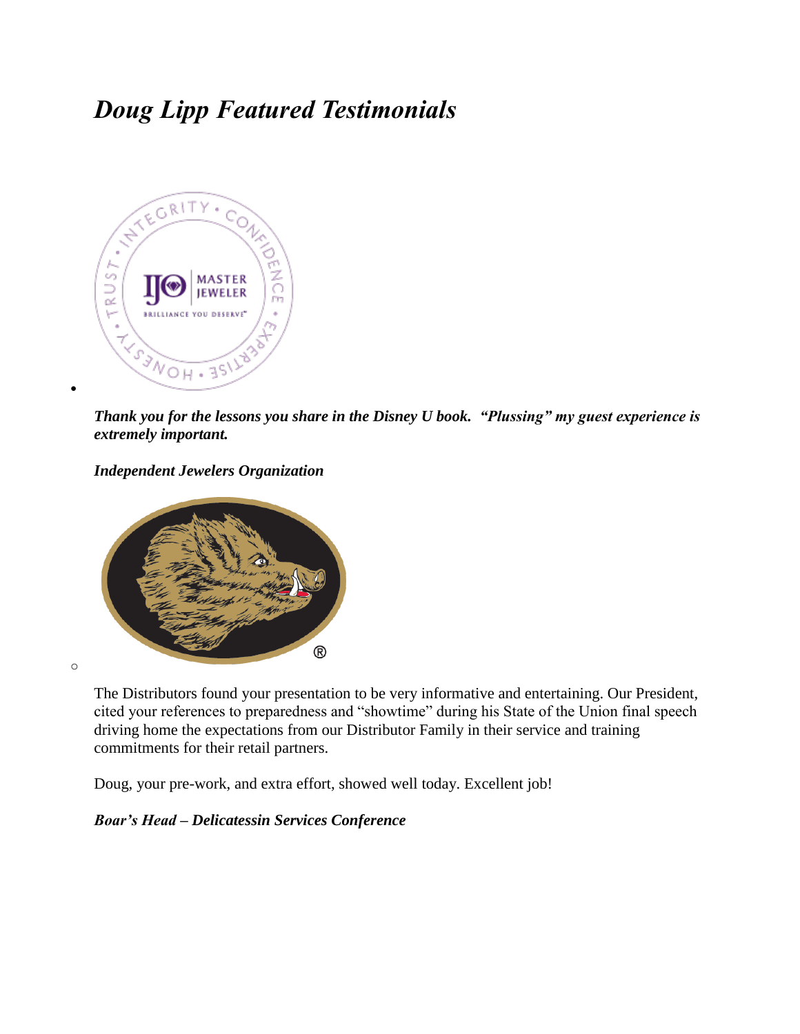# *Doug Lipp Featured Testimonials*

*Thank you for the lessons you share in the Disney U book. "Plussing" my guest experience is extremely important.*

***Independent Jewelers Organization***

The Distributors found your presentation to be very informative and entertaining. Our President, cited your references to preparedness and "showtime" during his State of the Union final speech driving home the expectations from our Distributor Family in their service and training commitments for their retail partners.

Doug, your pre-work, and extra effort, showed well today. Excellent job!

***Boar's Head – Delicatessin Services Conference***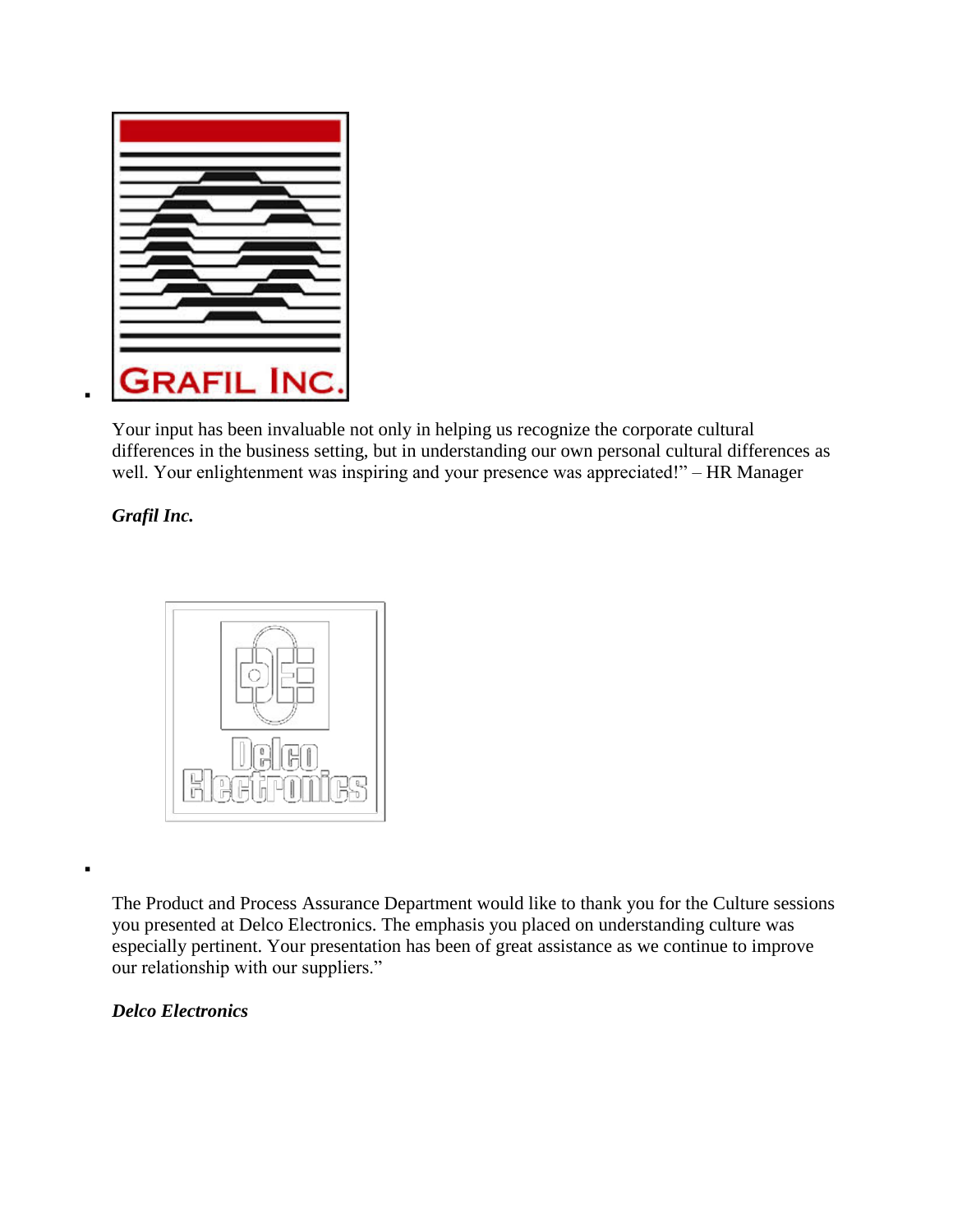- Your input has been invaluable not only in helping us recognize the corporate cultural differences in the business setting, but in understanding our own personal cultural differences as well. Your enlightenment was inspiring and your presence was appreciated!" – HR Manager

  ***Grafil Inc.***

- The Product and Process Assurance Department would like to thank you for the Culture sessions you presented at Delco Electronics. The emphasis you placed on understanding culture was especially pertinent. Your presentation has been of great assistance as we continue to improve our relationship with our suppliers."

  ***Delco Electronics***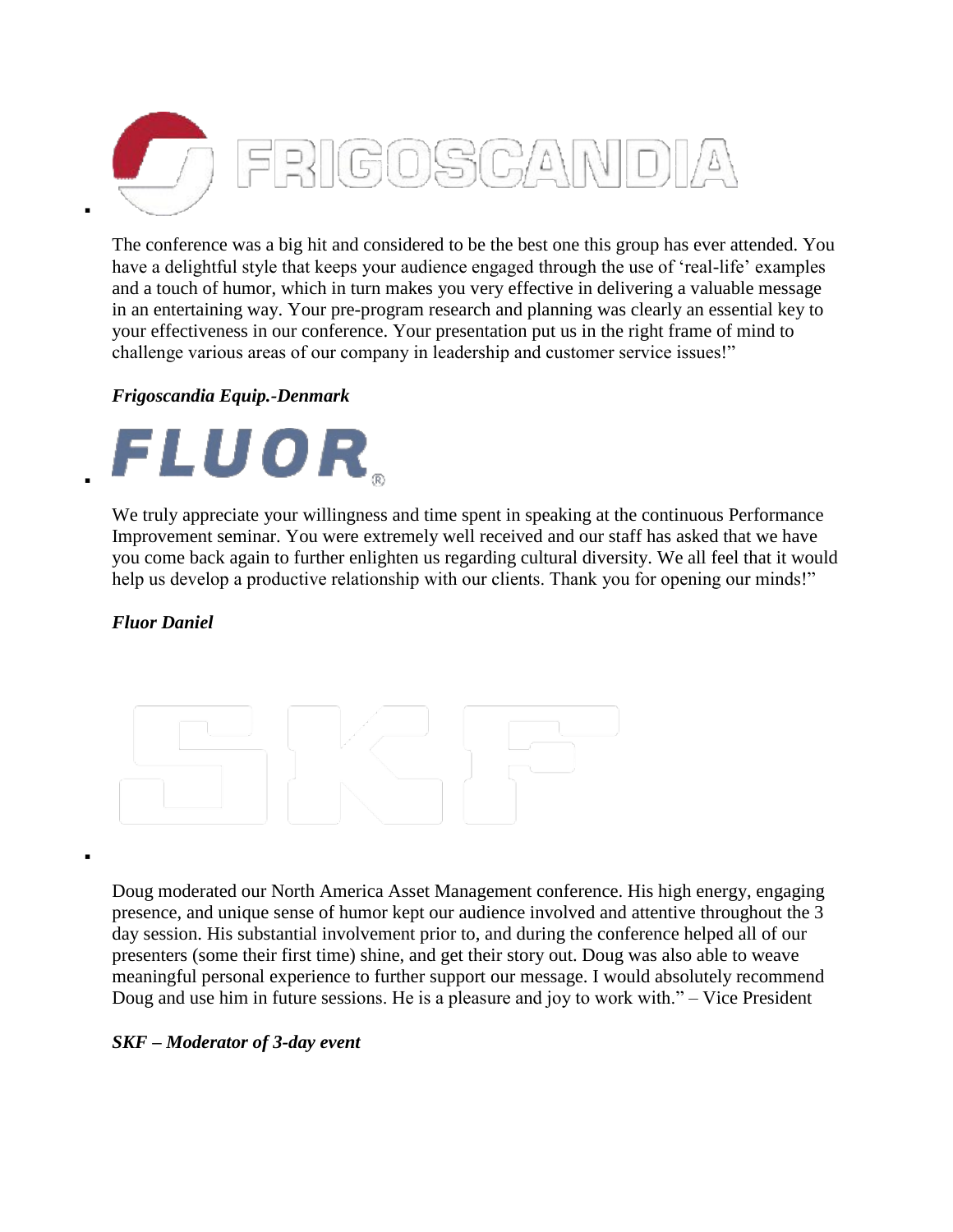- FRIGOSCANDIA

The conference was a big hit and considered to be the best one this group has ever attended. You have a delightful style that keeps your audience engaged through the use of 'real-life' examples and a touch of humor, which in turn makes you very effective in delivering a valuable message in an entertaining way. Your pre-program research and planning was clearly an essential key to your effectiveness in our conference. Your presentation put us in the right frame of mind to challenge various areas of our company in leadership and customer service issues!"

***Frigoscandia Equip.-Denmark***

- FLUOR®

We truly appreciate your willingness and time spent in speaking at the continuous Performance Improvement seminar. You were extremely well received and our staff has asked that we have you come back again to further enlighten us regarding cultural diversity. We all feel that it would help us develop a productive relationship with our clients. Thank you for opening our minds!"

***Fluor Daniel***

- SKF

Doug moderated our North America Asset Management conference. His high energy, engaging presence, and unique sense of humor kept our audience involved and attentive throughout the 3 day session. His substantial involvement prior to, and during the conference helped all of our presenters (some their first time) shine, and get their story out. Doug was also able to weave meaningful personal experience to further support our message. I would absolutely recommend Doug and use him in future sessions. He is a pleasure and joy to work with." – Vice President

***SKF – Moderator of 3-day event***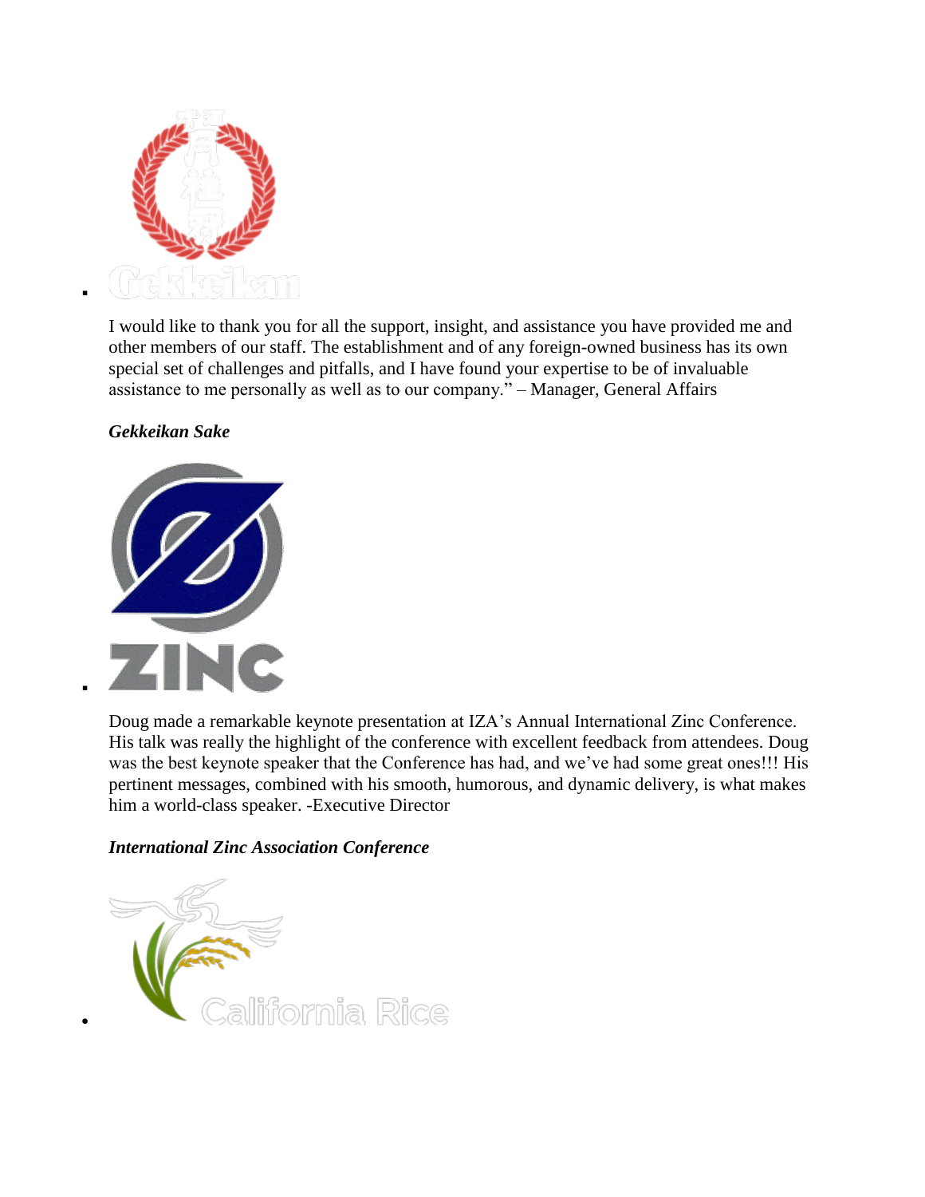- Gekkeikan

I would like to thank you for all the support, insight, and assistance you have provided me and other members of our staff. The establishment and of any foreign-owned business has its own special set of challenges and pitfalls, and I have found your expertise to be of invaluable assistance to me personally as well as to our company." – Manager, General Affairs

***Gekkeikan Sake***

- ZINC

Doug made a remarkable keynote presentation at IZA's Annual International Zinc Conference. His talk was really the highlight of the conference with excellent feedback from attendees. Doug was the best keynote speaker that the Conference has had, and we've had some great ones!!! His pertinent messages, combined with his smooth, humorous, and dynamic delivery, is what makes him a world-class speaker. -Executive Director

***International Zinc Association Conference***

- California Rice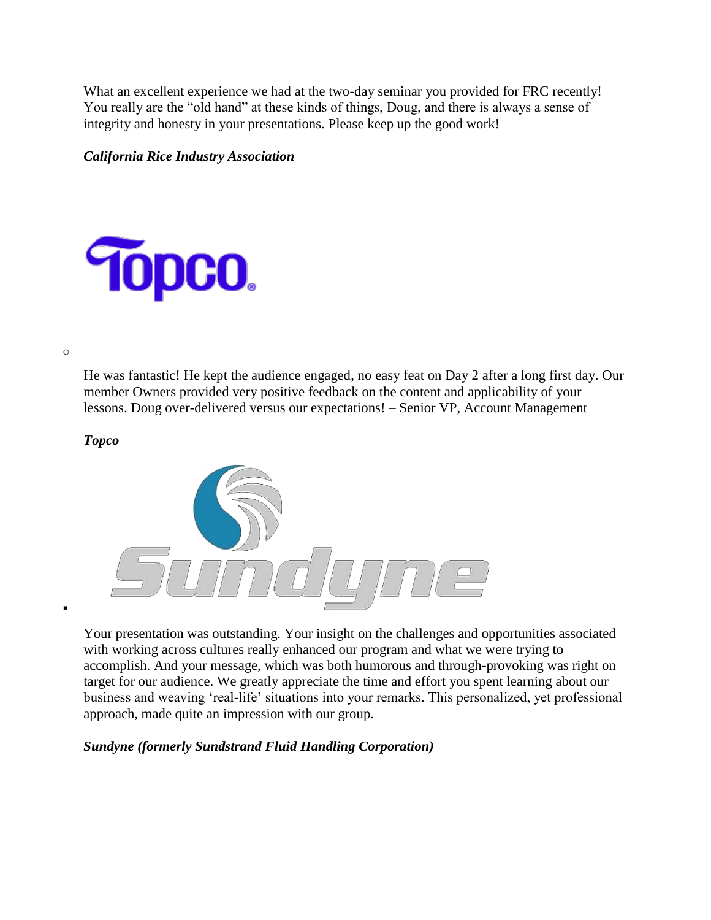What an excellent experience we had at the two-day seminar you provided for FRC recently! You really are the “old hand” at these kinds of things, Doug, and there is always a sense of integrity and honesty in your presentations. Please keep up the good work!

***California Rice Industry Association***

He was fantastic! He kept the audience engaged, no easy feat on Day 2 after a long first day. Our member Owners provided very positive feedback on the content and applicability of your lessons. Doug over-delivered versus our expectations! – Senior VP, Account Management

***Topco***

Your presentation was outstanding. Your insight on the challenges and opportunities associated with working across cultures really enhanced our program and what we were trying to accomplish. And your message, which was both humorous and through-provoking was right on target for our audience. We greatly appreciate the time and effort you spent learning about our business and weaving ‘real-life’ situations into your remarks. This personalized, yet professional approach, made quite an impression with our group.

***Sundyne (formerly Sundstrand Fluid Handling Corporation)***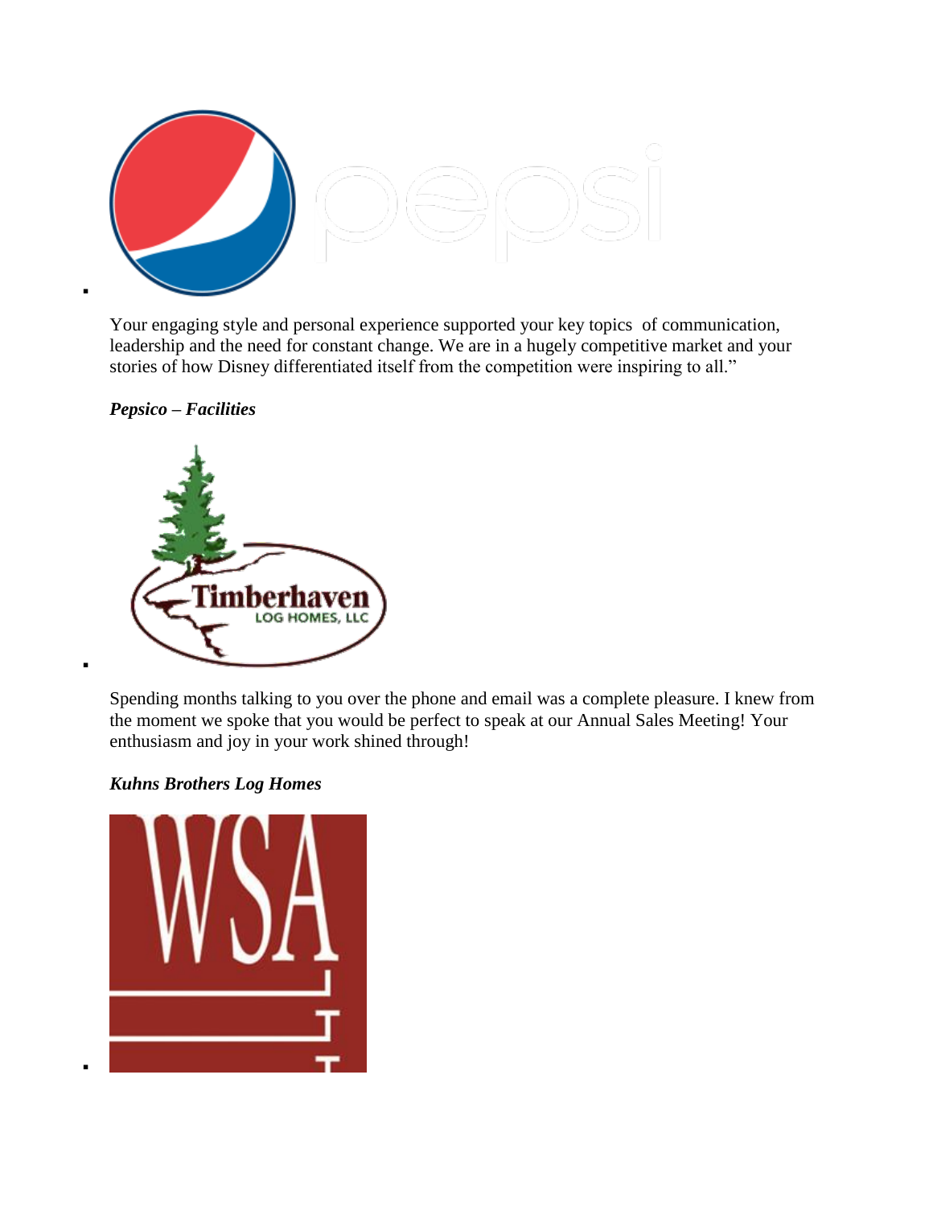Your engaging style and personal experience supported your key topics of communication, leadership and the need for constant change. We are in a hugely competitive market and your stories of how Disney differentiated itself from the competition were inspiring to all."

***Pepsico – Facilities***

Spending months talking to you over the phone and email was a complete pleasure. I knew from the moment we spoke that you would be perfect to speak at our Annual Sales Meeting! Your enthusiasm and joy in your work shined through!

***Kuhns Brothers Log Homes***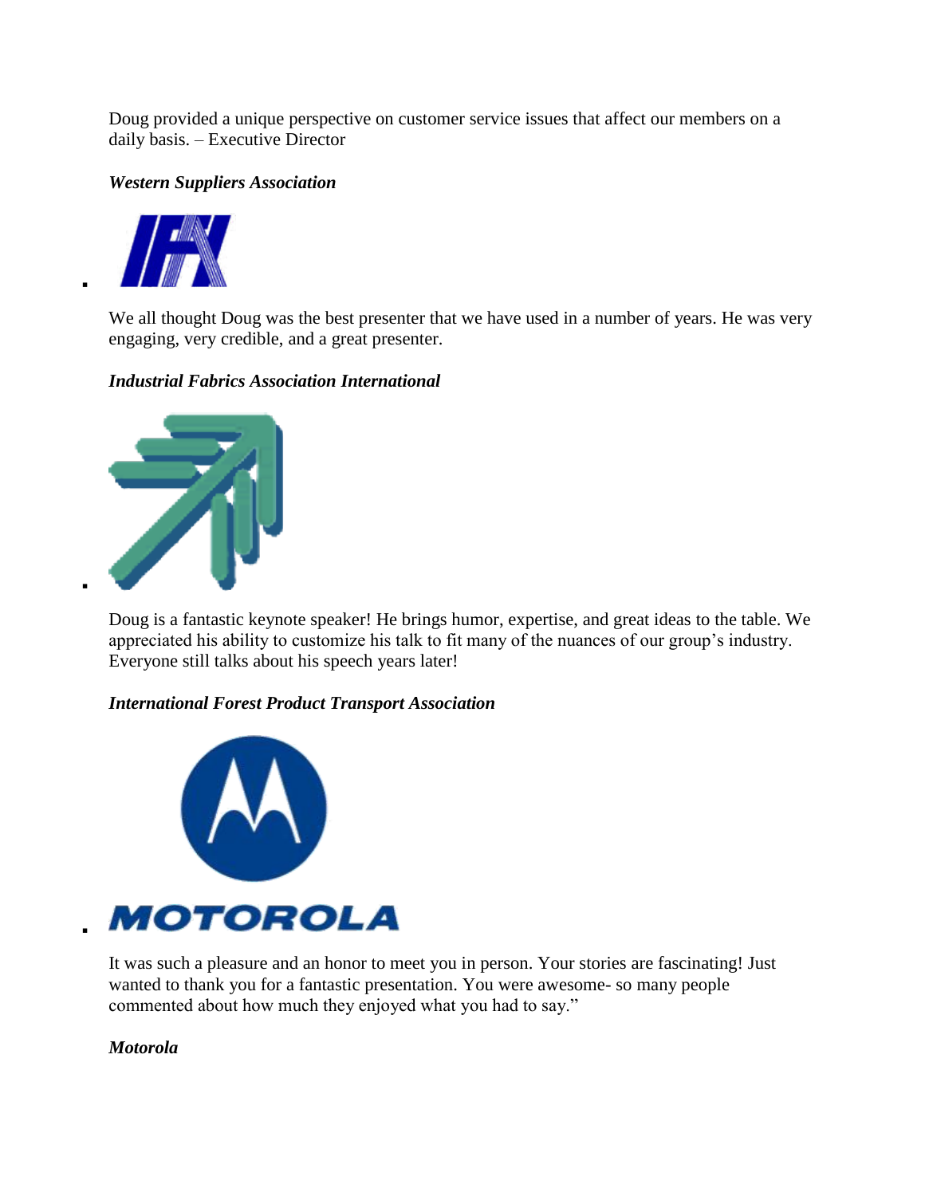Doug provided a unique perspective on customer service issues that affect our members on a daily basis. – Executive Director

***Western Suppliers Association***

We all thought Doug was the best presenter that we have used in a number of years. He was very engaging, very credible, and a great presenter.

***Industrial Fabrics Association International***

Doug is a fantastic keynote speaker! He brings humor, expertise, and great ideas to the table. We appreciated his ability to customize his talk to fit many of the nuances of our group's industry. Everyone still talks about his speech years later!

***International Forest Product Transport Association***

It was such a pleasure and an honor to meet you in person. Your stories are fascinating! Just wanted to thank you for a fantastic presentation. You were awesome- so many people commented about how much they enjoyed what you had to say."

***Motorola***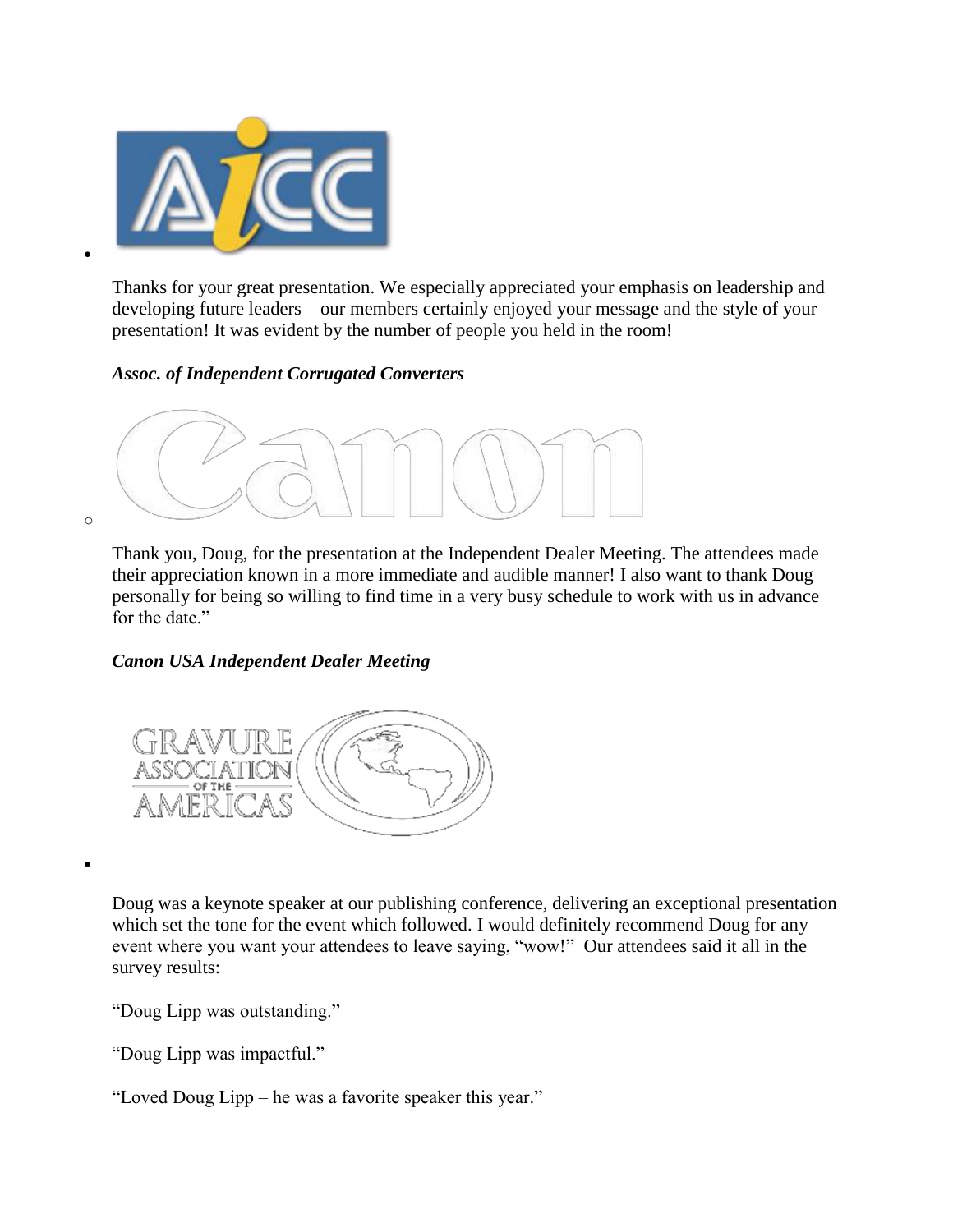Thanks for your great presentation. We especially appreciated your emphasis on leadership and developing future leaders – our members certainly enjoyed your message and the style of your presentation! It was evident by the number of people you held in the room!

***Assoc. of Independent Corrugated Converters***

Thank you, Doug, for the presentation at the Independent Dealer Meeting. The attendees made their appreciation known in a more immediate and audible manner! I also want to thank Doug personally for being so willing to find time in a very busy schedule to work with us in advance for the date."

***Canon USA Independent Dealer Meeting***

Doug was a keynote speaker at our publishing conference, delivering an exceptional presentation which set the tone for the event which followed. I would definitely recommend Doug for any event where you want your attendees to leave saying, "wow!" Our attendees said it all in the survey results:

"Doug Lipp was outstanding."

"Doug Lipp was impactful."

"Loved Doug Lipp – he was a favorite speaker this year."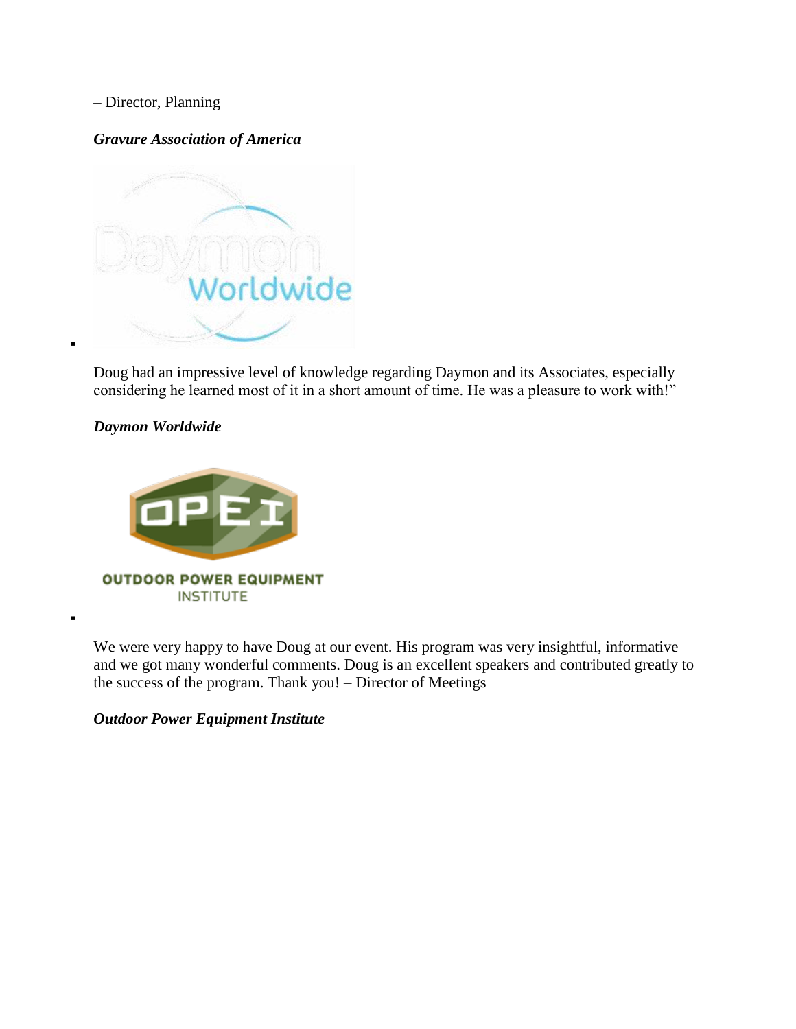– Director, Planning

***Gravure Association of America***

- Doug had an impressive level of knowledge regarding Daymon and its Associates, especially considering he learned most of it in a short amount of time. He was a pleasure to work with!"

  ***Daymon Worldwide***

- We were very happy to have Doug at our event. His program was very insightful, informative and we got many wonderful comments. Doug is an excellent speakers and contributed greatly to the success of the program. Thank you! – Director of Meetings

  ***Outdoor Power Equipment Institute***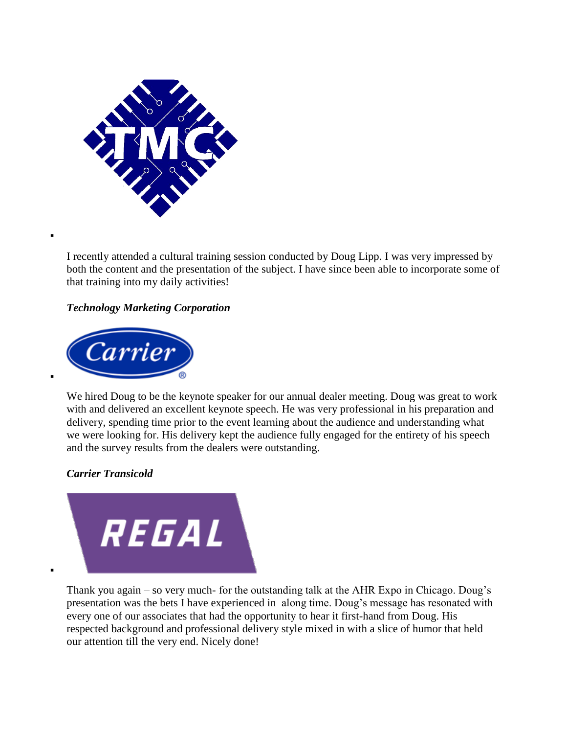- I recently attended a cultural training session conducted by Doug Lipp. I was very impressed by both the content and the presentation of the subject. I have since been able to incorporate some of that training into my daily activities!

  ***Technology Marketing Corporation***

- We hired Doug to be the keynote speaker for our annual dealer meeting. Doug was great to work with and delivered an excellent keynote speech. He was very professional in his preparation and delivery, spending time prior to the event learning about the audience and understanding what we were looking for. His delivery kept the audience fully engaged for the entirety of his speech and the survey results from the dealers were outstanding.

  ***Carrier Transicold***

- Thank you again – so very much- for the outstanding talk at the AHR Expo in Chicago. Doug's presentation was the bets I have experienced in along time. Doug's message has resonated with every one of our associates that had the opportunity to hear it first-hand from Doug. His respected background and professional delivery style mixed in with a slice of humor that held our attention till the very end. Nicely done!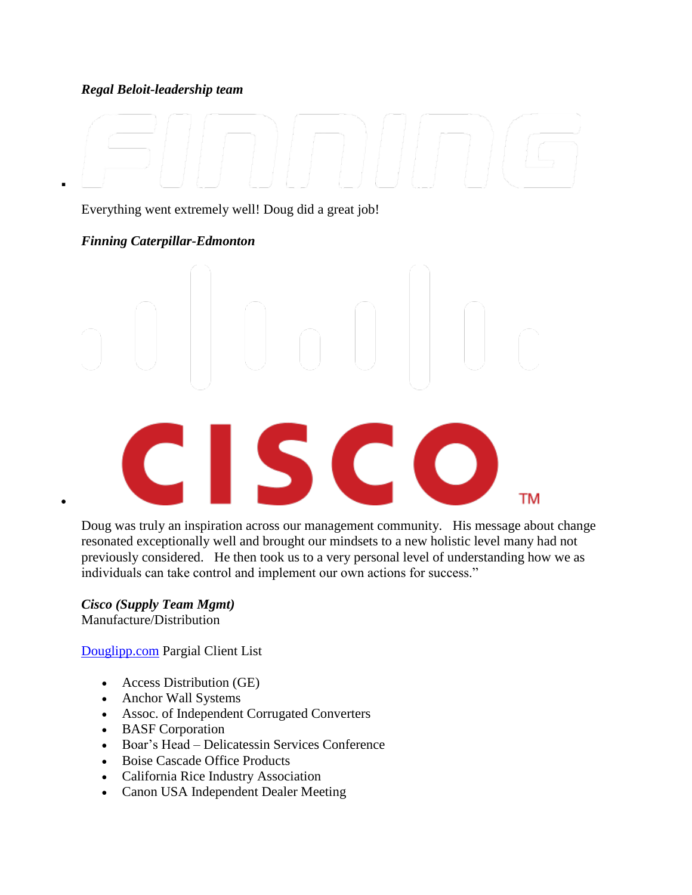***Regal Beloit-leadership team***

- 

Everything went extremely well! Doug did a great job!

***Finning Caterpillar-Edmonton***

- 

Doug was truly an inspiration across our management community.   His message about change resonated exceptionally well and brought our mindsets to a new holistic level many had not previously considered.   He then took us to a very personal level of understanding how we as individuals can take control and implement our own actions for success."

***Cisco (Supply Team Mgmt)***
Manufacture/Distribution

[Douglipp.com](Douglipp.com) Pargial Client List

- Access Distribution (GE)
- Anchor Wall Systems
- Assoc. of Independent Corrugated Converters
- BASF Corporation
- Boar's Head – Delicatessin Services Conference
- Boise Cascade Office Products
- California Rice Industry Association
- Canon USA Independent Dealer Meeting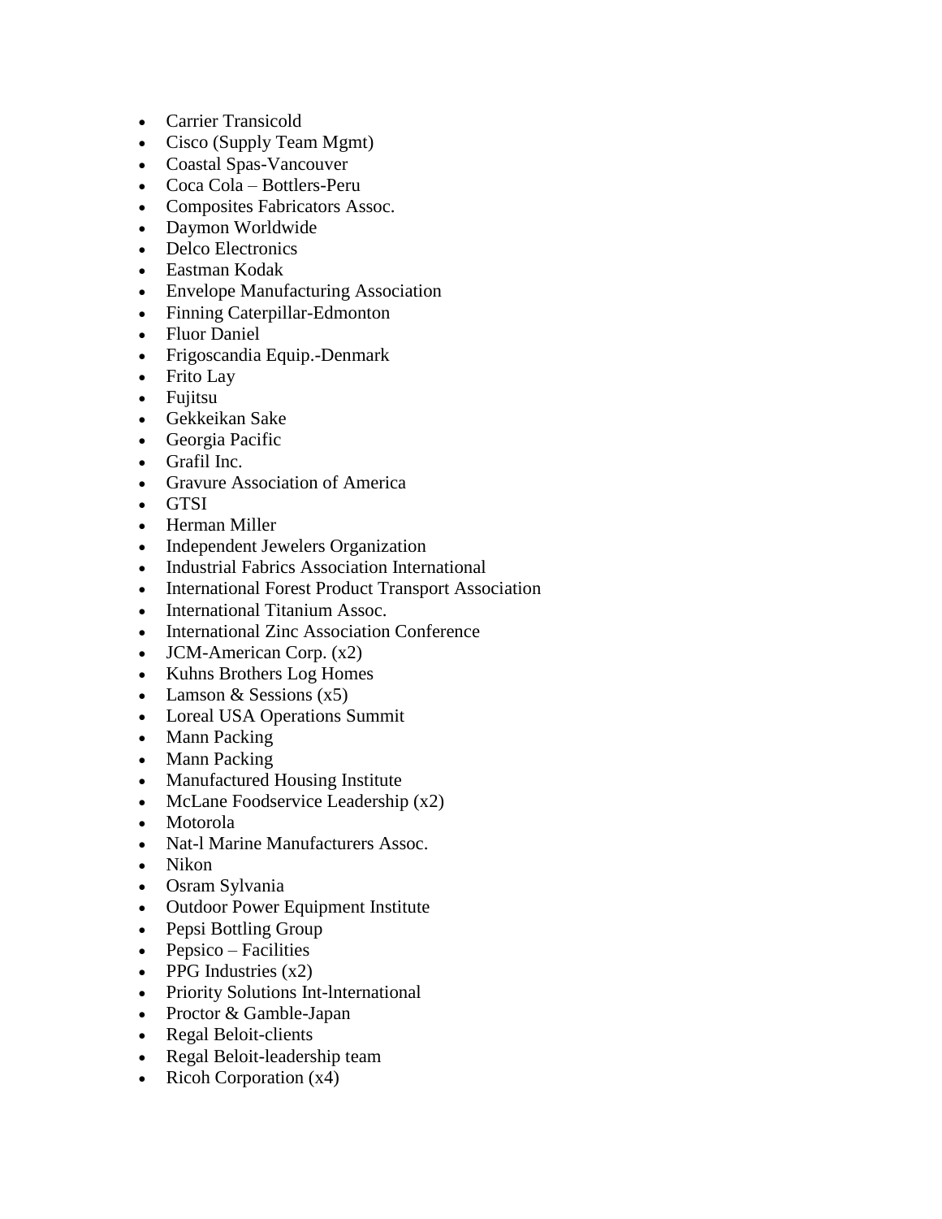- Carrier Transicold
- Cisco (Supply Team Mgmt)
- Coastal Spas-Vancouver
- Coca Cola – Bottlers-Peru
- Composites Fabricators Assoc.
- Daymon Worldwide
- Delco Electronics
- Eastman Kodak
- Envelope Manufacturing Association
- Finning Caterpillar-Edmonton
- Fluor Daniel
- Frigoscandia Equip.-Denmark
- Frito Lay
- Fujitsu
- Gekkeikan Sake
- Georgia Pacific
- Grafil Inc.
- Gravure Association of America
- GTSI
- Herman Miller
- Independent Jewelers Organization
- Industrial Fabrics Association International
- International Forest Product Transport Association
- International Titanium Assoc.
- International Zinc Association Conference
- JCM-American Corp. (x2)
- Kuhns Brothers Log Homes
- Lamson & Sessions (x5)
- Loreal USA Operations Summit
- Mann Packing
- Mann Packing
- Manufactured Housing Institute
- McLane Foodservice Leadership (x2)
- Motorola
- Nat-l Marine Manufacturers Assoc.
- Nikon
- Osram Sylvania
- Outdoor Power Equipment Institute
- Pepsi Bottling Group
- Pepsico – Facilities
- PPG Industries (x2)
- Priority Solutions Int-lnternational
- Proctor & Gamble-Japan
- Regal Beloit-clients
- Regal Beloit-leadership team
- Ricoh Corporation (x4)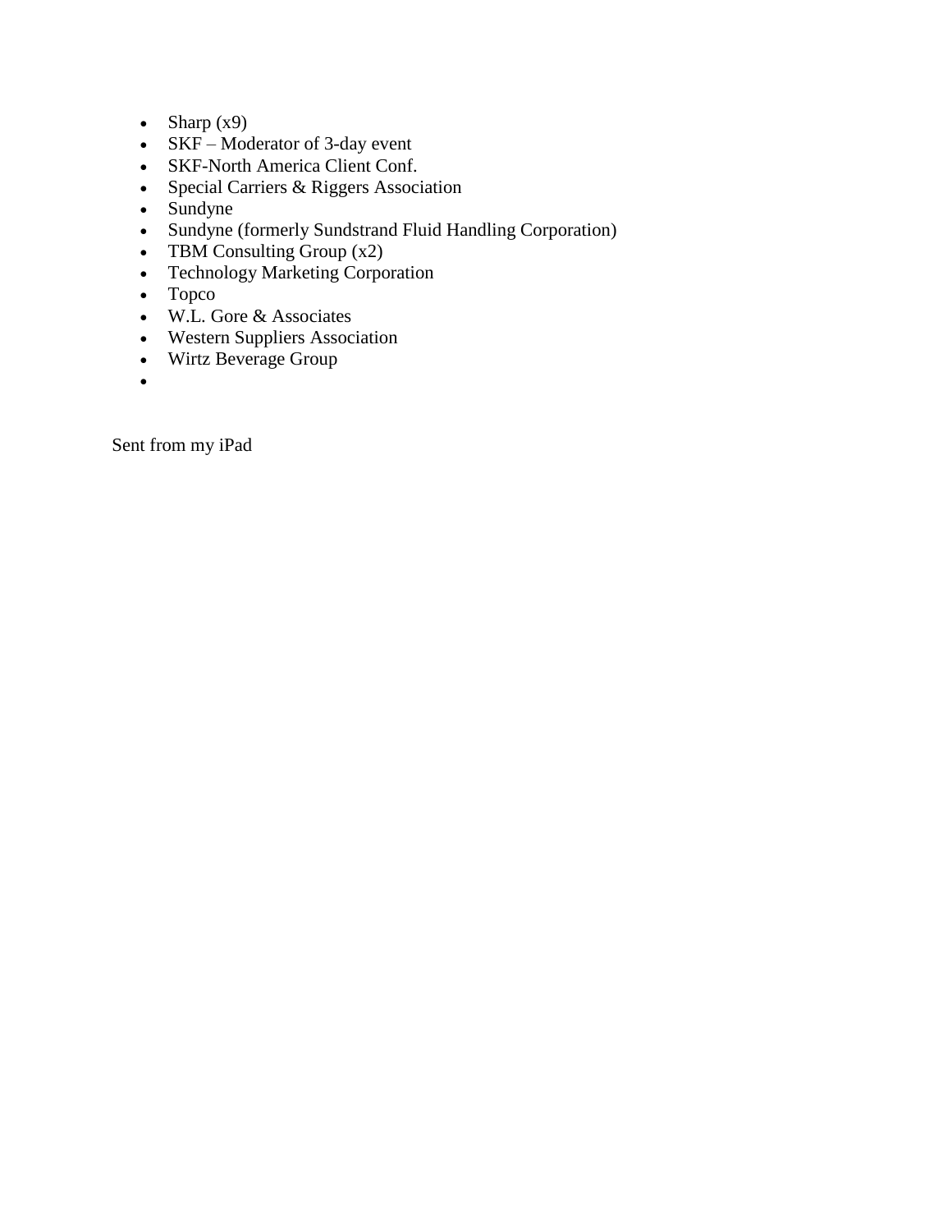- Sharp (x9)
- SKF – Moderator of 3-day event
- SKF-North America Client Conf.
- Special Carriers & Riggers Association
- Sundyne
- Sundyne (formerly Sundstrand Fluid Handling Corporation)
- TBM Consulting Group (x2)
- Technology Marketing Corporation
- Topco
- W.L. Gore & Associates
- Western Suppliers Association
- Wirtz Beverage Group
-

Sent from my iPad